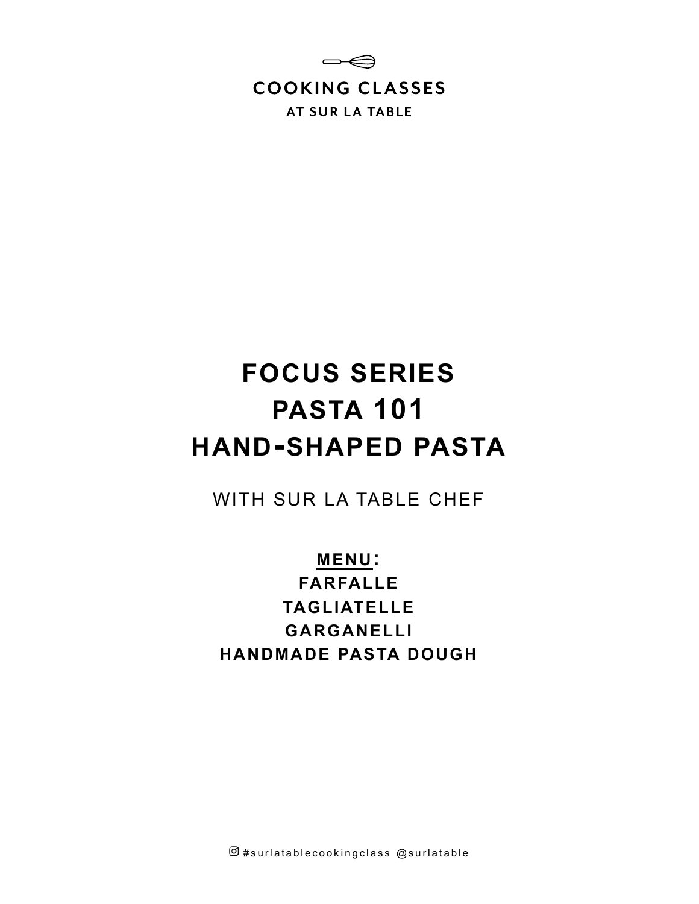COOKING CLASSES

AT SUR LA TABLE

# FOCUS SERIES
# PASTA 101
# HAND-SHAPED PASTA

WITH SUR LA TABLE CHEF

**MENU:**

**FARFALLE**

**TAGLIATELLE**

**GARGANELLI**

**HANDMADE PASTA DOUGH**

#surlatablecookingclass @surlatable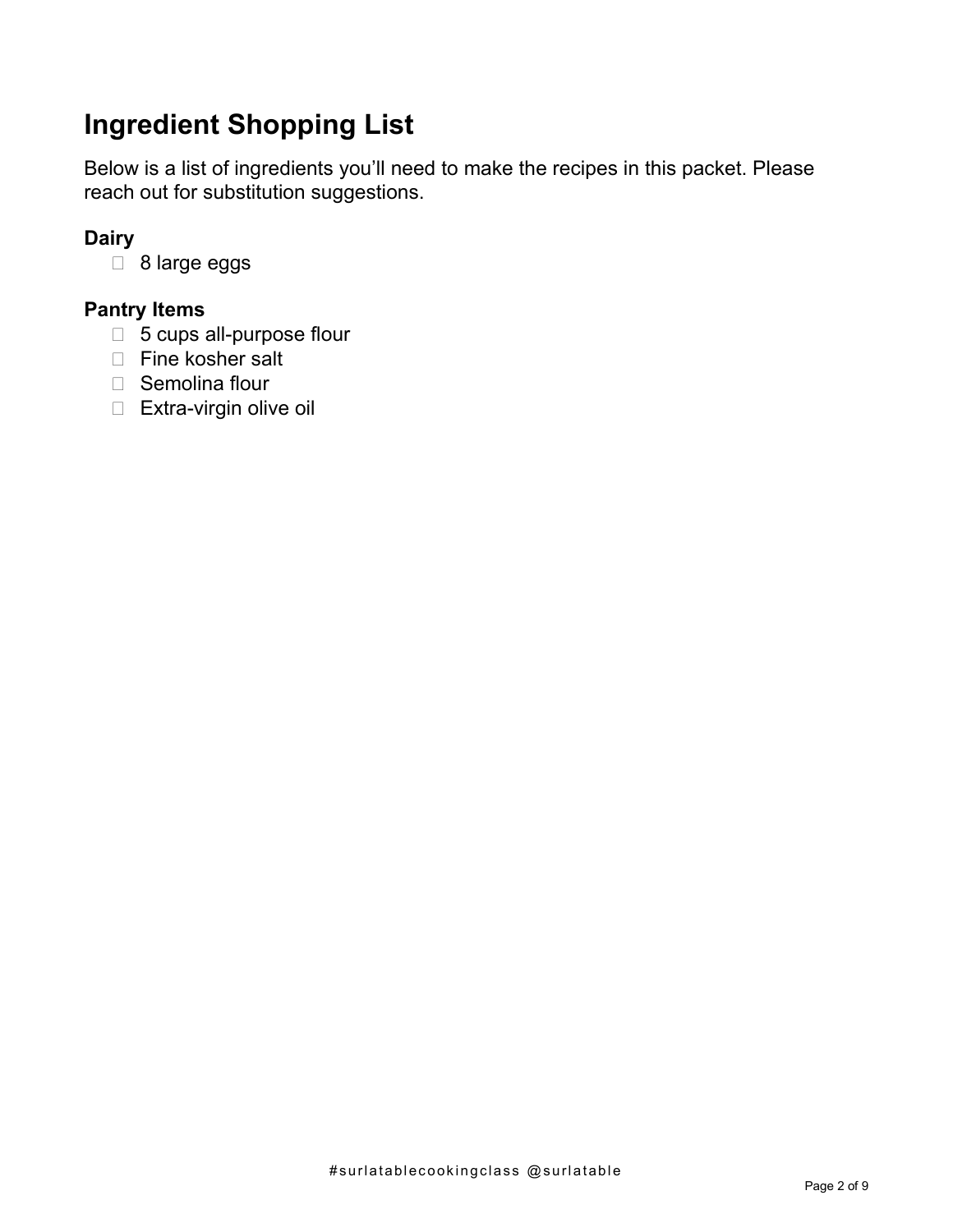# Ingredient Shopping List

Below is a list of ingredients you'll need to make the recipes in this packet. Please reach out for substitution suggestions.

### Dairy

- 8 large eggs

### Pantry Items

- 5 cups all-purpose flour
- Fine kosher salt
- Semolina flour
- Extra-virgin olive oil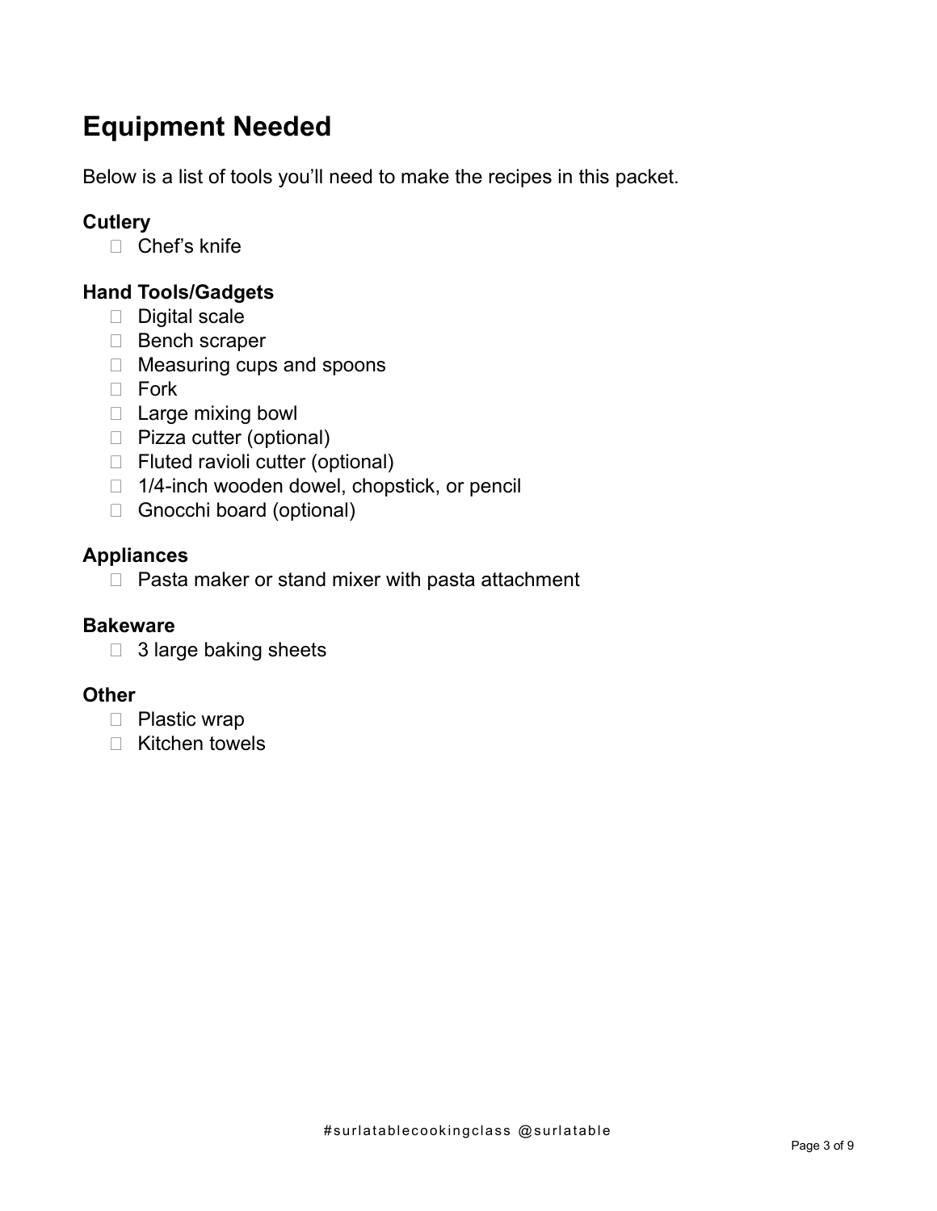# Equipment Needed

Below is a list of tools you'll need to make the recipes in this packet.

### Cutlery

- [ ] Chef's knife

### Hand Tools/Gadgets

- [ ] Digital scale
- [ ] Bench scraper
- [ ] Measuring cups and spoons
- [ ] Fork
- [ ] Large mixing bowl
- [ ] Pizza cutter (optional)
- [ ] Fluted ravioli cutter (optional)
- [ ] 1/4-inch wooden dowel, chopstick, or pencil
- [ ] Gnocchi board (optional)

### Appliances

- [ ] Pasta maker or stand mixer with pasta attachment

### Bakeware

- [ ] 3 large baking sheets

### Other

- [ ] Plastic wrap
- [ ] Kitchen towels

#surlatablecookingclass @surlatable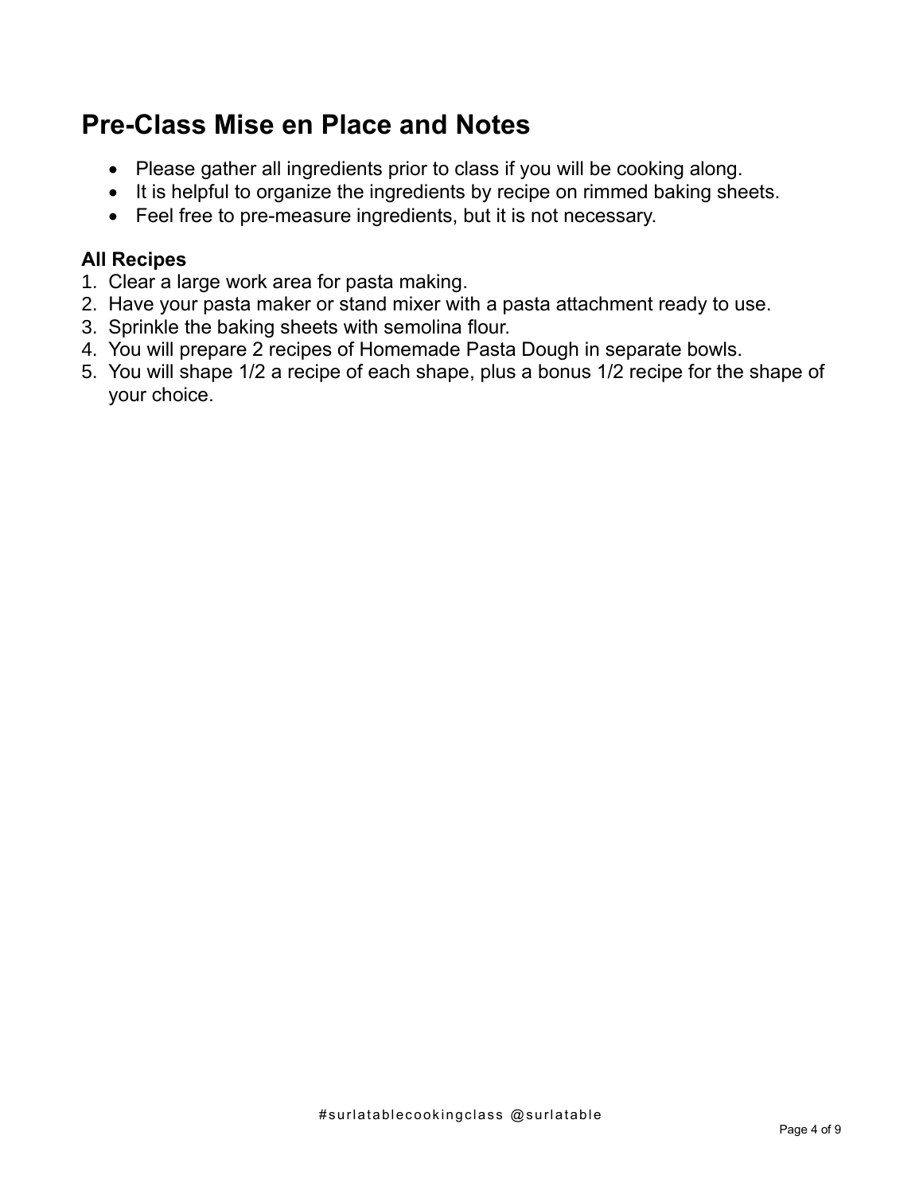## Pre-Class Mise en Place and Notes

- Please gather all ingredients prior to class if you will be cooking along.
- It is helpful to organize the ingredients by recipe on rimmed baking sheets.
- Feel free to pre-measure ingredients, but it is not necessary.

**All Recipes**

1. Clear a large work area for pasta making.
2. Have your pasta maker or stand mixer with a pasta attachment ready to use.
3. Sprinkle the baking sheets with semolina flour.
4. You will prepare 2 recipes of Homemade Pasta Dough in separate bowls.
5. You will shape 1/2 a recipe of each shape, plus a bonus 1/2 recipe for the shape of your choice.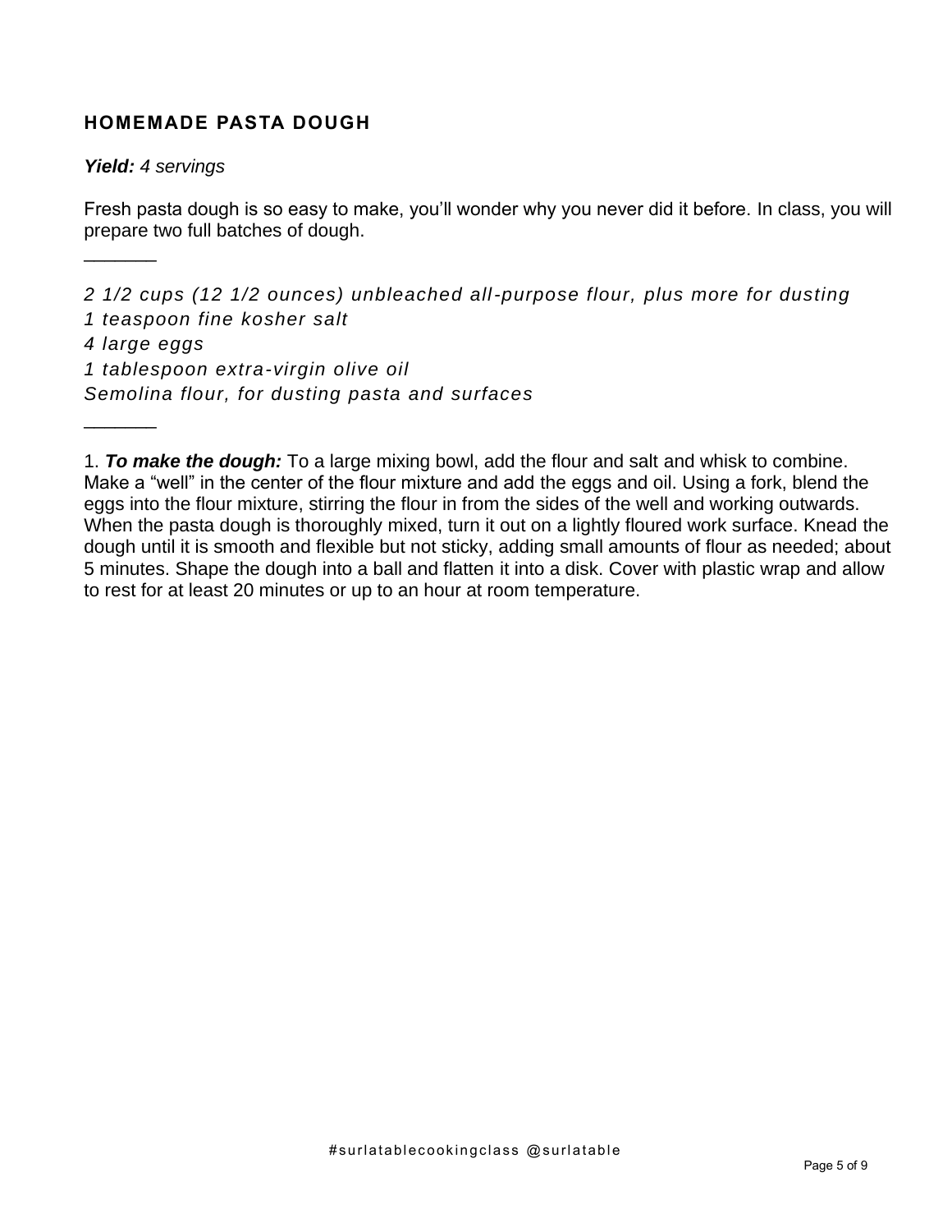## HOMEMADE PASTA DOUGH

***Yield:*** *4 servings*

Fresh pasta dough is so easy to make, you'll wonder why you never did it before. In class, you will prepare two full batches of dough.

_______

*2 1/2 cups (12 1/2 ounces) unbleached all-purpose flour, plus more for dusting*
*1 teaspoon fine kosher salt*
*4 large eggs*
*1 tablespoon extra-virgin olive oil*
*Semolina flour, for dusting pasta and surfaces*

_______

1. ***To make the dough:*** To a large mixing bowl, add the flour and salt and whisk to combine. Make a "well" in the center of the flour mixture and add the eggs and oil. Using a fork, blend the eggs into the flour mixture, stirring the flour in from the sides of the well and working outwards. When the pasta dough is thoroughly mixed, turn it out on a lightly floured work surface. Knead the dough until it is smooth and flexible but not sticky, adding small amounts of flour as needed; about 5 minutes. Shape the dough into a ball and flatten it into a disk. Cover with plastic wrap and allow to rest for at least 20 minutes or up to an hour at room temperature.

#surlatablecookingclass @surlatable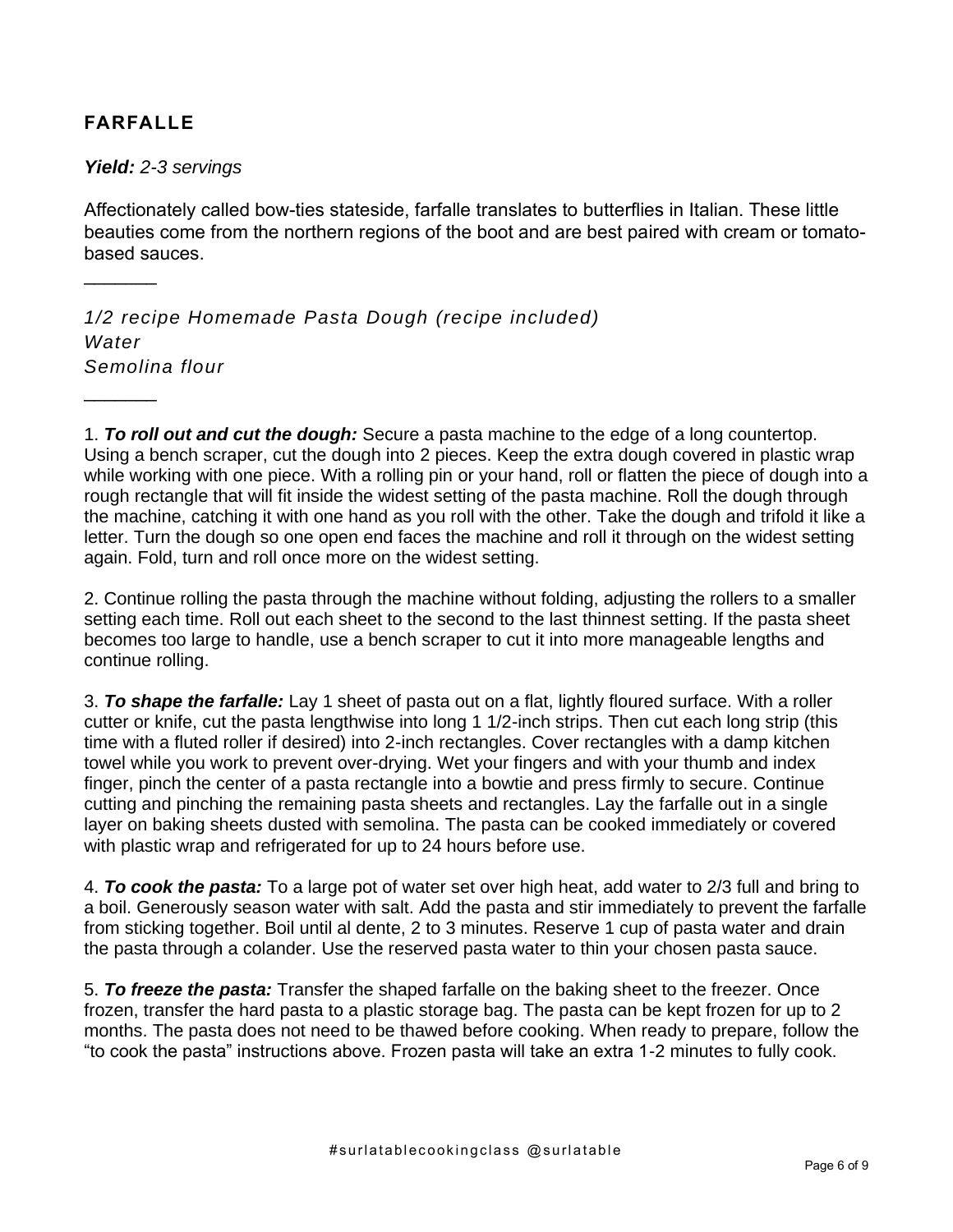## FARFALLE

***Yield:*** *2-3 servings*

Affectionately called bow-ties stateside, farfalle translates to butterflies in Italian. These little beauties come from the northern regions of the boot and are best paired with cream or tomato-based sauces.

_______

*1/2 recipe Homemade Pasta Dough (recipe included)*
*Water*
*Semolina flour*

_______

1. ***To roll out and cut the dough:*** Secure a pasta machine to the edge of a long countertop. Using a bench scraper, cut the dough into 2 pieces. Keep the extra dough covered in plastic wrap while working with one piece. With a rolling pin or your hand, roll or flatten the piece of dough into a rough rectangle that will fit inside the widest setting of the pasta machine. Roll the dough through the machine, catching it with one hand as you roll with the other. Take the dough and trifold it like a letter. Turn the dough so one open end faces the machine and roll it through on the widest setting again. Fold, turn and roll once more on the widest setting.

2. Continue rolling the pasta through the machine without folding, adjusting the rollers to a smaller setting each time. Roll out each sheet to the second to the last thinnest setting. If the pasta sheet becomes too large to handle, use a bench scraper to cut it into more manageable lengths and continue rolling.

3. ***To shape the farfalle:*** Lay 1 sheet of pasta out on a flat, lightly floured surface. With a roller cutter or knife, cut the pasta lengthwise into long 1 1/2-inch strips. Then cut each long strip (this time with a fluted roller if desired) into 2-inch rectangles. Cover rectangles with a damp kitchen towel while you work to prevent over-drying. Wet your fingers and with your thumb and index finger, pinch the center of a pasta rectangle into a bowtie and press firmly to secure. Continue cutting and pinching the remaining pasta sheets and rectangles. Lay the farfalle out in a single layer on baking sheets dusted with semolina. The pasta can be cooked immediately or covered with plastic wrap and refrigerated for up to 24 hours before use.

4. ***To cook the pasta:*** To a large pot of water set over high heat, add water to 2/3 full and bring to a boil. Generously season water with salt. Add the pasta and stir immediately to prevent the farfalle from sticking together. Boil until al dente, 2 to 3 minutes. Reserve 1 cup of pasta water and drain the pasta through a colander. Use the reserved pasta water to thin your chosen pasta sauce.

5. ***To freeze the pasta:*** Transfer the shaped farfalle on the baking sheet to the freezer. Once frozen, transfer the hard pasta to a plastic storage bag. The pasta can be kept frozen for up to 2 months. The pasta does not need to be thawed before cooking. When ready to prepare, follow the "to cook the pasta" instructions above. Frozen pasta will take an extra 1-2 minutes to fully cook.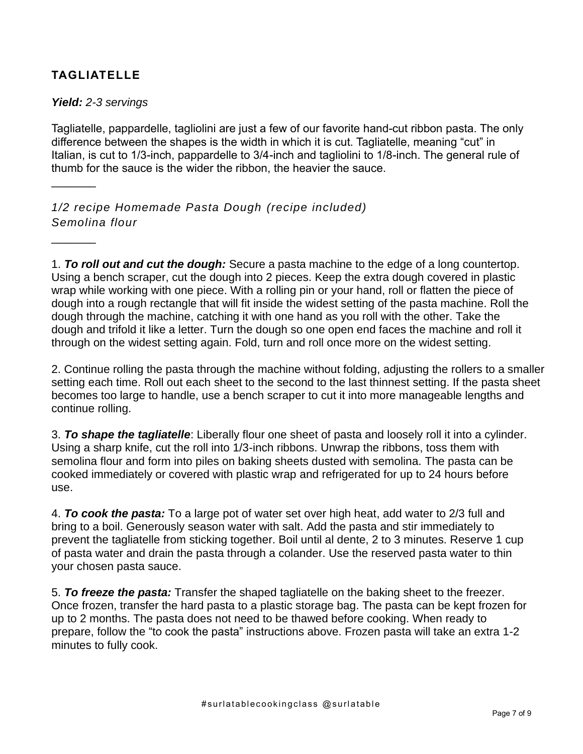## TAGLIATELLE

***Yield:*** *2-3 servings*

Tagliatelle, pappardelle, tagliolini are just a few of our favorite hand-cut ribbon pasta. The only difference between the shapes is the width in which it is cut. Tagliatelle, meaning "cut" in Italian, is cut to 1/3-inch, pappardelle to 3/4-inch and tagliolini to 1/8-inch. The general rule of thumb for the sauce is the wider the ribbon, the heavier the sauce.

_______

*1/2 recipe Homemade Pasta Dough (recipe included)*
*Semolina flour*

_______

1. ***To roll out and cut the dough:*** Secure a pasta machine to the edge of a long countertop. Using a bench scraper, cut the dough into 2 pieces. Keep the extra dough covered in plastic wrap while working with one piece. With a rolling pin or your hand, roll or flatten the piece of dough into a rough rectangle that will fit inside the widest setting of the pasta machine. Roll the dough through the machine, catching it with one hand as you roll with the other. Take the dough and trifold it like a letter. Turn the dough so one open end faces the machine and roll it through on the widest setting again. Fold, turn and roll once more on the widest setting.

2. Continue rolling the pasta through the machine without folding, adjusting the rollers to a smaller setting each time. Roll out each sheet to the second to the last thinnest setting. If the pasta sheet becomes too large to handle, use a bench scraper to cut it into more manageable lengths and continue rolling.

3. ***To shape the tagliatelle***: Liberally flour one sheet of pasta and loosely roll it into a cylinder. Using a sharp knife, cut the roll into 1/3-inch ribbons. Unwrap the ribbons, toss them with semolina flour and form into piles on baking sheets dusted with semolina. The pasta can be cooked immediately or covered with plastic wrap and refrigerated for up to 24 hours before use.

4. ***To cook the pasta:*** To a large pot of water set over high heat, add water to 2/3 full and bring to a boil. Generously season water with salt. Add the pasta and stir immediately to prevent the tagliatelle from sticking together. Boil until al dente, 2 to 3 minutes. Reserve 1 cup of pasta water and drain the pasta through a colander. Use the reserved pasta water to thin your chosen pasta sauce.

5. ***To freeze the pasta:*** Transfer the shaped tagliatelle on the baking sheet to the freezer. Once frozen, transfer the hard pasta to a plastic storage bag. The pasta can be kept frozen for up to 2 months. The pasta does not need to be thawed before cooking. When ready to prepare, follow the "to cook the pasta" instructions above. Frozen pasta will take an extra 1-2 minutes to fully cook.

#surlatablecookingclass @surlatable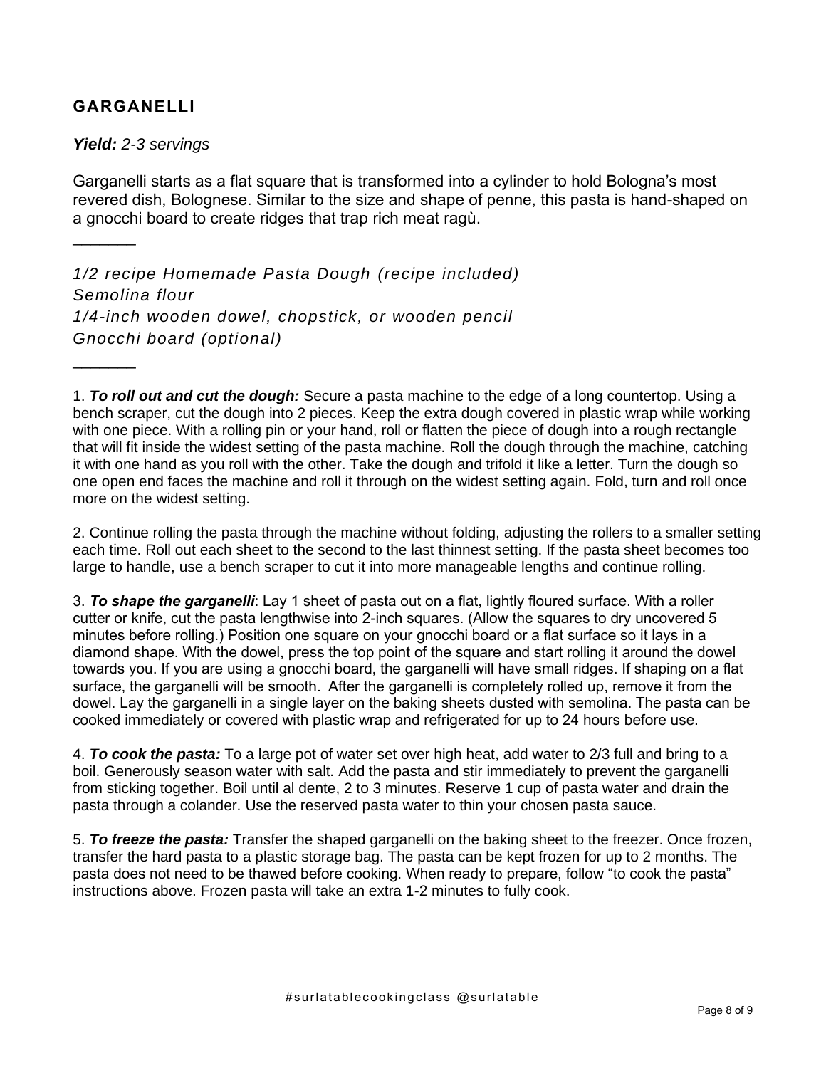## GARGANELLI

***Yield:** 2-3 servings*

Garganelli starts as a flat square that is transformed into a cylinder to hold Bologna's most revered dish, Bolognese. Similar to the size and shape of penne, this pasta is hand-shaped on a gnocchi board to create ridges that trap rich meat ragù.

_______

*1/2 recipe Homemade Pasta Dough (recipe included)*
*Semolina flour*
*1/4-inch wooden dowel, chopstick, or wooden pencil*
*Gnocchi board (optional)*

_______

1. ***To roll out and cut the dough:*** Secure a pasta machine to the edge of a long countertop. Using a bench scraper, cut the dough into 2 pieces. Keep the extra dough covered in plastic wrap while working with one piece. With a rolling pin or your hand, roll or flatten the piece of dough into a rough rectangle that will fit inside the widest setting of the pasta machine. Roll the dough through the machine, catching it with one hand as you roll with the other. Take the dough and trifold it like a letter. Turn the dough so one open end faces the machine and roll it through on the widest setting again. Fold, turn and roll once more on the widest setting.

2. Continue rolling the pasta through the machine without folding, adjusting the rollers to a smaller setting each time. Roll out each sheet to the second to the last thinnest setting. If the pasta sheet becomes too large to handle, use a bench scraper to cut it into more manageable lengths and continue rolling.

3. ***To shape the garganelli***: Lay 1 sheet of pasta out on a flat, lightly floured surface. With a roller cutter or knife, cut the pasta lengthwise into 2-inch squares. (Allow the squares to dry uncovered 5 minutes before rolling.) Position one square on your gnocchi board or a flat surface so it lays in a diamond shape. With the dowel, press the top point of the square and start rolling it around the dowel towards you. If you are using a gnocchi board, the garganelli will have small ridges. If shaping on a flat surface, the garganelli will be smooth. After the garganelli is completely rolled up, remove it from the dowel. Lay the garganelli in a single layer on the baking sheets dusted with semolina. The pasta can be cooked immediately or covered with plastic wrap and refrigerated for up to 24 hours before use.

4. ***To cook the pasta:*** To a large pot of water set over high heat, add water to 2/3 full and bring to a boil. Generously season water with salt. Add the pasta and stir immediately to prevent the garganelli from sticking together. Boil until al dente, 2 to 3 minutes. Reserve 1 cup of pasta water and drain the pasta through a colander. Use the reserved pasta water to thin your chosen pasta sauce.

5. ***To freeze the pasta:*** Transfer the shaped garganelli on the baking sheet to the freezer. Once frozen, transfer the hard pasta to a plastic storage bag. The pasta can be kept frozen for up to 2 months. The pasta does not need to be thawed before cooking. When ready to prepare, follow "to cook the pasta" instructions above. Frozen pasta will take an extra 1-2 minutes to fully cook.

#surlatablecookingclass @surlatable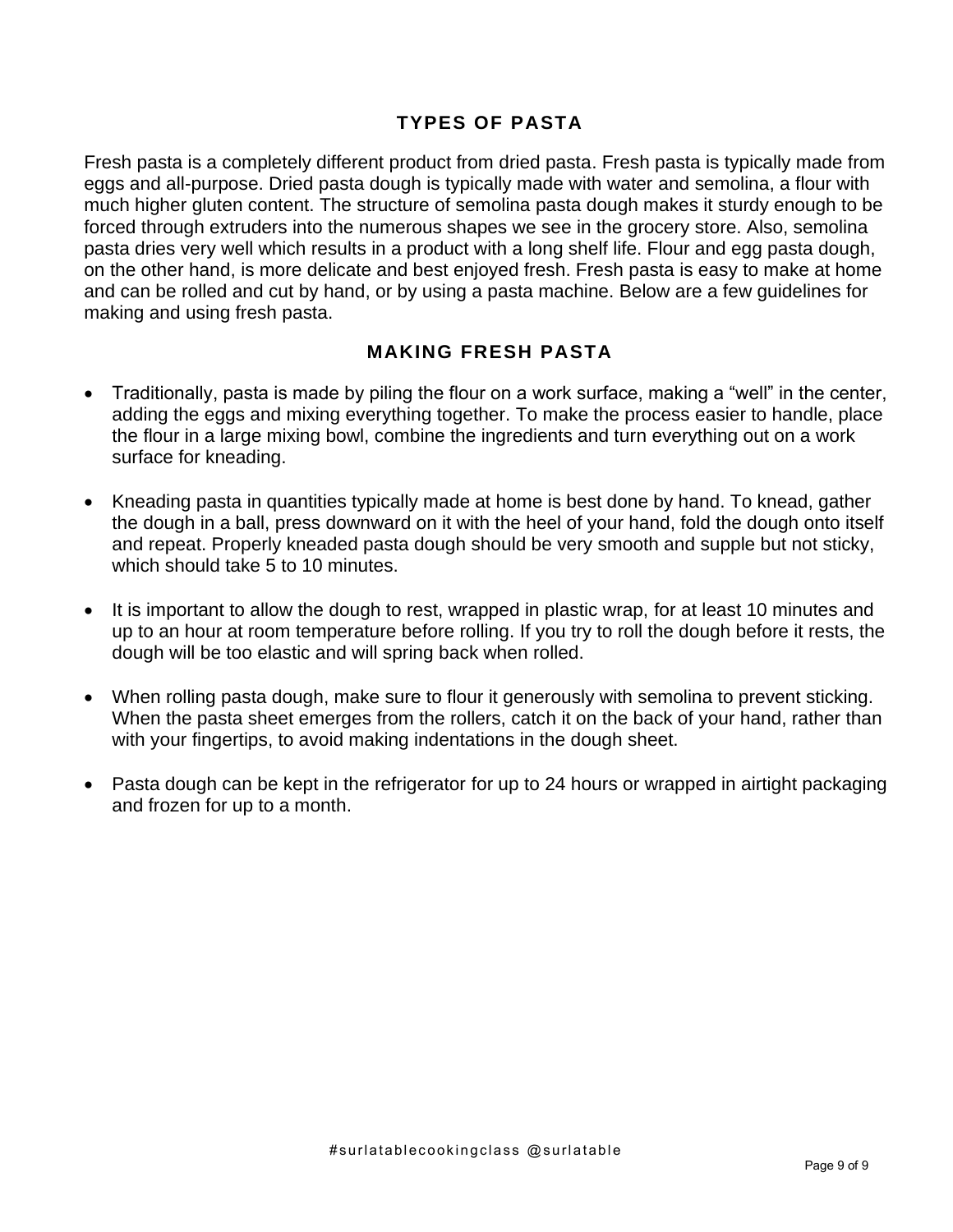## TYPES OF PASTA

Fresh pasta is a completely different product from dried pasta. Fresh pasta is typically made from eggs and all-purpose. Dried pasta dough is typically made with water and semolina, a flour with much higher gluten content. The structure of semolina pasta dough makes it sturdy enough to be forced through extruders into the numerous shapes we see in the grocery store. Also, semolina pasta dries very well which results in a product with a long shelf life. Flour and egg pasta dough, on the other hand, is more delicate and best enjoyed fresh. Fresh pasta is easy to make at home and can be rolled and cut by hand, or by using a pasta machine. Below are a few guidelines for making and using fresh pasta.

## MAKING FRESH PASTA

- Traditionally, pasta is made by piling the flour on a work surface, making a “well” in the center, adding the eggs and mixing everything together. To make the process easier to handle, place the flour in a large mixing bowl, combine the ingredients and turn everything out on a work surface for kneading.
- Kneading pasta in quantities typically made at home is best done by hand. To knead, gather the dough in a ball, press downward on it with the heel of your hand, fold the dough onto itself and repeat. Properly kneaded pasta dough should be very smooth and supple but not sticky, which should take 5 to 10 minutes.
- It is important to allow the dough to rest, wrapped in plastic wrap, for at least 10 minutes and up to an hour at room temperature before rolling. If you try to roll the dough before it rests, the dough will be too elastic and will spring back when rolled.
- When rolling pasta dough, make sure to flour it generously with semolina to prevent sticking. When the pasta sheet emerges from the rollers, catch it on the back of your hand, rather than with your fingertips, to avoid making indentations in the dough sheet.
- Pasta dough can be kept in the refrigerator for up to 24 hours or wrapped in airtight packaging and frozen for up to a month.

#surlatablecookingclass @surlatable